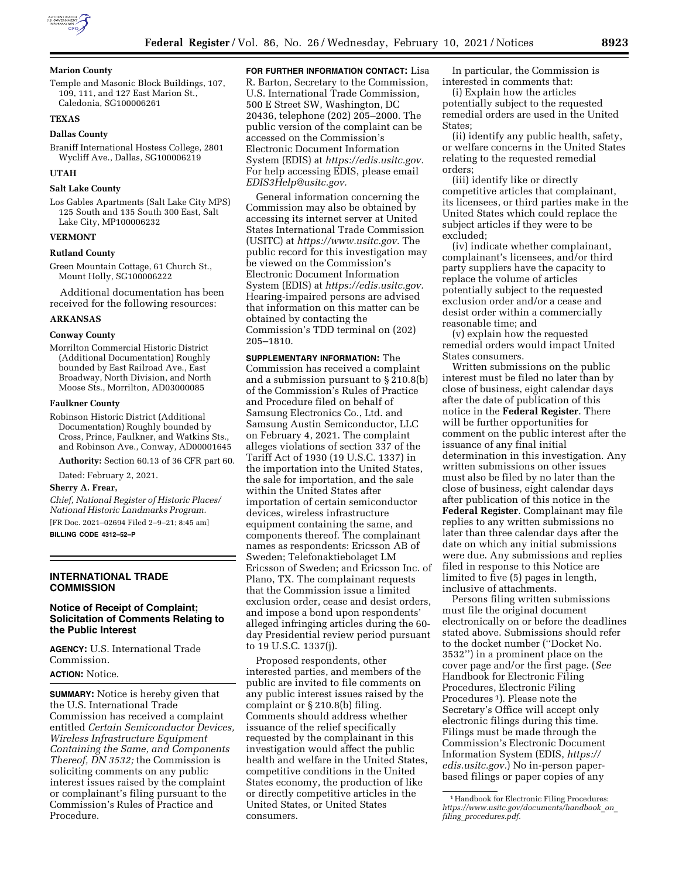**Marion County**

Temple and Masonic Block Buildings, 107, 109, 111, and 127 East Marion St., Caledonia, SG100006261

**TEXAS**

**Dallas County**

Braniff International Hostess College, 2801 Wycliff Ave., Dallas, SG100006219

**UTAH**

**Salt Lake County**

Los Gables Apartments (Salt Lake City MPS) 125 South and 135 South 300 East, Salt Lake City, MP100006232

**VERMONT**

**Rutland County**

Green Mountain Cottage, 61 Church St., Mount Holly, SG100006222

Additional documentation has been received for the following resources:

**ARKANSAS**

**Conway County**

Morrilton Commercial Historic District (Additional Documentation) Roughly bounded by East Railroad Ave., East Broadway, North Division, and North Moose Sts., Morrilton, AD03000085

**Faulkner County**

Robinson Historic District (Additional Documentation) Roughly bounded by Cross, Prince, Faulkner, and Watkins Sts., and Robinson Ave., Conway, AD00001645

**Authority:** Section 60.13 of 36 CFR part 60.

Dated: February 2, 2021.

**Sherry A. Frear,**

*Chief, National Register of Historic Places/National Historic Landmarks Program.*

[FR Doc. 2021–02694 Filed 2–9–21; 8:45 am]

**BILLING CODE 4312–52–P**

## INTERNATIONAL TRADE COMMISSION

### Notice of Receipt of Complaint; Solicitation of Comments Relating to the Public Interest

**AGENCY:** U.S. International Trade Commission.

**ACTION:** Notice.

**SUMMARY:** Notice is hereby given that the U.S. International Trade Commission has received a complaint entitled *Certain Semiconductor Devices, Wireless Infrastructure Equipment Containing the Same, and Components Thereof, DN 3532;* the Commission is soliciting comments on any public interest issues raised by the complaint or complainant's filing pursuant to the Commission's Rules of Practice and Procedure.

**FOR FURTHER INFORMATION CONTACT:** Lisa R. Barton, Secretary to the Commission, U.S. International Trade Commission, 500 E Street SW, Washington, DC 20436, telephone (202) 205–2000. The public version of the complaint can be accessed on the Commission's Electronic Document Information System (EDIS) at *https://edis.usitc.gov*. For help accessing EDIS, please email *EDIS3Help@usitc.gov.*

General information concerning the Commission may also be obtained by accessing its internet server at United States International Trade Commission (USITC) at *https://www.usitc.gov*. The public record for this investigation may be viewed on the Commission's Electronic Document Information System (EDIS) at *https://edis.usitc.gov*. Hearing-impaired persons are advised that information on this matter can be obtained by contacting the Commission's TDD terminal on (202) 205–1810.

**SUPPLEMENTARY INFORMATION:** The Commission has received a complaint and a submission pursuant to § 210.8(b) of the Commission's Rules of Practice and Procedure filed on behalf of Samsung Electronics Co., Ltd. and Samsung Austin Semiconductor, LLC on February 4, 2021. The complaint alleges violations of section 337 of the Tariff Act of 1930 (19 U.S.C. 1337) in the importation into the United States, the sale for importation, and the sale within the United States after importation of certain semiconductor devices, wireless infrastructure equipment containing the same, and components thereof. The complainant names as respondents: Ericsson AB of Sweden; Telefonaktiebolaget LM Ericsson of Sweden; and Ericsson Inc. of Plano, TX. The complainant requests that the Commission issue a limited exclusion order, cease and desist orders, and impose a bond upon respondents' alleged infringing articles during the 60-day Presidential review period pursuant to 19 U.S.C. 1337(j).

Proposed respondents, other interested parties, and members of the public are invited to file comments on any public interest issues raised by the complaint or § 210.8(b) filing. Comments should address whether issuance of the relief specifically requested by the complainant in this investigation would affect the public health and welfare in the United States, competitive conditions in the United States economy, the production of like or directly competitive articles in the United States, or United States consumers.

In particular, the Commission is interested in comments that:

(i) Explain how the articles potentially subject to the requested remedial orders are used in the United States;

(ii) identify any public health, safety, or welfare concerns in the United States relating to the requested remedial orders;

(iii) identify like or directly competitive articles that complainant, its licensees, or third parties make in the United States which could replace the subject articles if they were to be excluded;

(iv) indicate whether complainant, complainant's licensees, and/or third party suppliers have the capacity to replace the volume of articles potentially subject to the requested exclusion order and/or a cease and desist order within a commercially reasonable time; and

(v) explain how the requested remedial orders would impact United States consumers.

Written submissions on the public interest must be filed no later than by close of business, eight calendar days after the date of publication of this notice in the **Federal Register**. There will be further opportunities for comment on the public interest after the issuance of any final initial determination in this investigation. Any written submissions on other issues must also be filed by no later than the close of business, eight calendar days after publication of this notice in the **Federal Register**. Complainant may file replies to any written submissions no later than three calendar days after the date on which any initial submissions were due. Any submissions and replies filed in response to this Notice are limited to five (5) pages in length, inclusive of attachments.

Persons filing written submissions must file the original document electronically on or before the deadlines stated above. Submissions should refer to the docket number (''Docket No. 3532'') in a prominent place on the cover page and/or the first page. (*See* Handbook for Electronic Filing Procedures, Electronic Filing Procedures [1]). Please note the Secretary's Office will accept only electronic filings during this time. Filings must be made through the Commission's Electronic Document Information System (EDIS, *https://edis.usitc.gov*.) No in-person paper-based filings or paper copies of any

[1] Handbook for Electronic Filing Procedures: *https://www.usitc.gov/documents/handbook_on_filing_procedures.pdf.*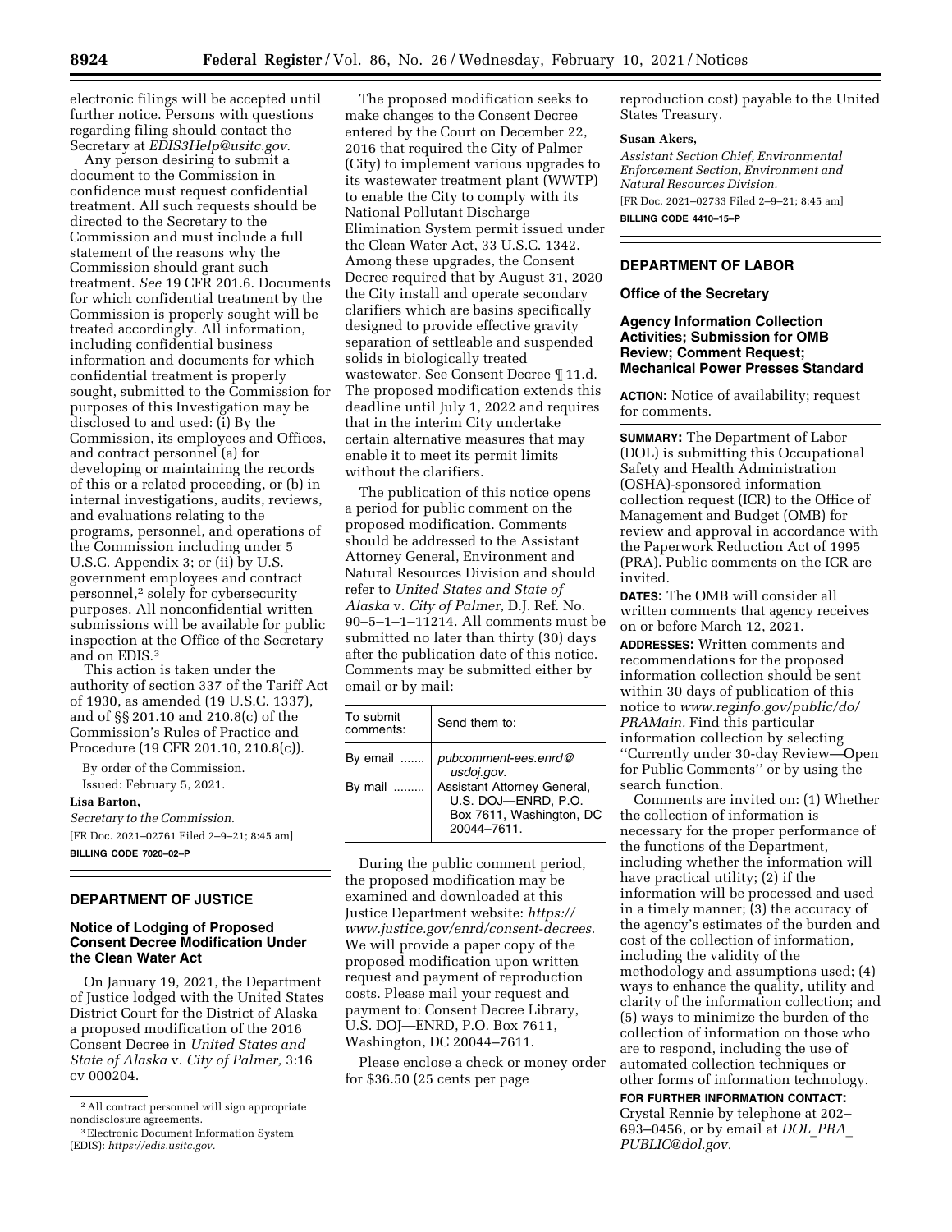electronic filings will be accepted until further notice. Persons with questions regarding filing should contact the Secretary at *EDIS3Help@usitc.gov.*

Any person desiring to submit a document to the Commission in confidence must request confidential treatment. All such requests should be directed to the Secretary to the Commission and must include a full statement of the reasons why the Commission should grant such treatment. *See* 19 CFR 201.6. Documents for which confidential treatment by the Commission is properly sought will be treated accordingly. All information, including confidential business information and documents for which confidential treatment is properly sought, submitted to the Commission for purposes of this Investigation may be disclosed to and used: (i) By the Commission, its employees and Offices, and contract personnel (a) for developing or maintaining the records of this or a related proceeding, or (b) in internal investigations, audits, reviews, and evaluations relating to the programs, personnel, and operations of the Commission including under 5 U.S.C. Appendix 3; or (ii) by U.S. government employees and contract personnel,[2] solely for cybersecurity purposes. All nonconfidential written submissions will be available for public inspection at the Office of the Secretary and on EDIS.[3]

This action is taken under the authority of section 337 of the Tariff Act of 1930, as amended (19 U.S.C. 1337), and of §§ 201.10 and 210.8(c) of the Commission's Rules of Practice and Procedure (19 CFR 201.10, 210.8(c)).

By order of the Commission.

Issued: February 5, 2021.

**Lisa Barton,**

*Secretary to the Commission.*

[FR Doc. 2021–02761 Filed 2–9–21; 8:45 am]

**BILLING CODE 7020–02–P**

[2] All contract personnel will sign appropriate nondisclosure agreements.

[3] Electronic Document Information System (EDIS): *https://edis.usitc.gov.*

## DEPARTMENT OF JUSTICE

### Notice of Lodging of Proposed Consent Decree Modification Under the Clean Water Act

On January 19, 2021, the Department of Justice lodged with the United States District Court for the District of Alaska a proposed modification of the 2016 Consent Decree in *United States and State of Alaska* v. *City of Palmer,* 3:16 cv 000204.

The proposed modification seeks to make changes to the Consent Decree entered by the Court on December 22, 2016 that required the City of Palmer (City) to implement various upgrades to its wastewater treatment plant (WWTP) to enable the City to comply with its National Pollutant Discharge Elimination System permit issued under the Clean Water Act, 33 U.S.C. 1342. Among these upgrades, the Consent Decree required that by August 31, 2020 the City install and operate secondary clarifiers which are basins specifically designed to provide effective gravity separation of settleable and suspended solids in biologically treated wastewater. See Consent Decree ¶ 11.d. The proposed modification extends this deadline until July 1, 2022 and requires that in the interim City undertake certain alternative measures that may enable it to meet its permit limits without the clarifiers.

The publication of this notice opens a period for public comment on the proposed modification. Comments should be addressed to the Assistant Attorney General, Environment and Natural Resources Division and should refer to *United States and State of Alaska* v. *City of Palmer,* D.J. Ref. No. 90–5–1–1–11214. All comments must be submitted no later than thirty (30) days after the publication date of this notice. Comments may be submitted either by email or by mail:

| To submit comments: | Send them to: |
|---|---|
| By email ....... | *pubcomment-ees.enrd@usdoj.gov.* |
| By mail ......... | Assistant Attorney General, U.S. DOJ—ENRD, P.O. Box 7611, Washington, DC 20044–7611. |

During the public comment period, the proposed modification may be examined and downloaded at this Justice Department website: *https://www.justice.gov/enrd/consent-decrees.* We will provide a paper copy of the proposed modification upon written request and payment of reproduction costs. Please mail your request and payment to: Consent Decree Library, U.S. DOJ—ENRD, P.O. Box 7611, Washington, DC 20044–7611.

Please enclose a check or money order for $36.50 (25 cents per page reproduction cost) payable to the United States Treasury.

**Susan Akers,**

*Assistant Section Chief, Environmental Enforcement Section, Environment and Natural Resources Division.*

[FR Doc. 2021–02733 Filed 2–9–21; 8:45 am]

**BILLING CODE 4410–15–P**

## DEPARTMENT OF LABOR

### Office of the Secretary

### Agency Information Collection Activities; Submission for OMB Review; Comment Request; Mechanical Power Presses Standard

**ACTION:** Notice of availability; request for comments.

**SUMMARY:** The Department of Labor (DOL) is submitting this Occupational Safety and Health Administration (OSHA)-sponsored information collection request (ICR) to the Office of Management and Budget (OMB) for review and approval in accordance with the Paperwork Reduction Act of 1995 (PRA). Public comments on the ICR are invited.

**DATES:** The OMB will consider all written comments that agency receives on or before March 12, 2021.

**ADDRESSES:** Written comments and recommendations for the proposed information collection should be sent within 30 days of publication of this notice to *www.reginfo.gov/public/do/PRAMain.* Find this particular information collection by selecting "Currently under 30-day Review—Open for Public Comments" or by using the search function.

Comments are invited on: (1) Whether the collection of information is necessary for the proper performance of the functions of the Department, including whether the information will have practical utility; (2) if the information will be processed and used in a timely manner; (3) the accuracy of the agency's estimates of the burden and cost of the collection of information, including the validity of the methodology and assumptions used; (4) ways to enhance the quality, utility and clarity of the information collection; and (5) ways to minimize the burden of the collection of information on those who are to respond, including the use of automated collection techniques or other forms of information technology.

**FOR FURTHER INFORMATION CONTACT:** Crystal Rennie by telephone at 202–693–0456, or by email at *DOL_PRA_PUBLIC@dol.gov.*